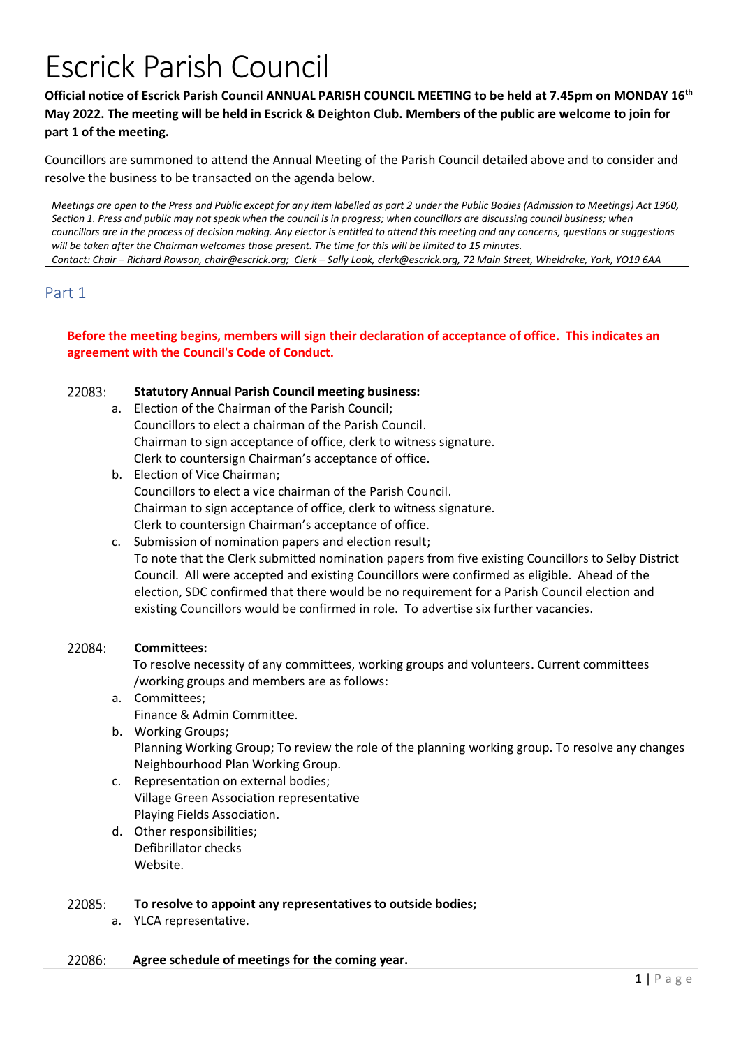# Escrick Parish Council

**Official notice of Escrick Parish Council ANNUAL PARISH COUNCIL MEETING to be held at 7.45pm on MONDAY 16th May 2022. The meeting will be held in Escrick & Deighton Club. Members of the public are welcome to join for part 1 of the meeting.**

Councillors are summoned to attend the Annual Meeting of the Parish Council detailed above and to consider and resolve the business to be transacted on the agenda below.

*Meetings are open to the Press and Public except for any item labelled as part 2 under the Public Bodies (Admission to Meetings) Act 1960, Section 1. Press and public may not speak when the council is in progress; when councillors are discussing council business; when councillors are in the process of decision making. Any elector is entitled to attend this meeting and any concerns, questions or suggestions will be taken after the Chairman welcomes those present. The time for this will be limited to 15 minutes.*
*Contact: Chair – Richard Rowson, chair@escrick.org; Clerk – Sally Look, clerk@escrick.org, 72 Main Street, Wheldrake, York, YO19 6AA*

## Part 1

**Before the meeting begins, members will sign their declaration of acceptance of office. This indicates an agreement with the Council's Code of Conduct.**

22083: **Statutory Annual Parish Council meeting business:**

a. Election of the Chairman of the Parish Council;
   Councillors to elect a chairman of the Parish Council.
   Chairman to sign acceptance of office, clerk to witness signature.
   Clerk to countersign Chairman's acceptance of office.
b. Election of Vice Chairman;
   Councillors to elect a vice chairman of the Parish Council.
   Chairman to sign acceptance of office, clerk to witness signature.
   Clerk to countersign Chairman's acceptance of office.
c. Submission of nomination papers and election result;
   To note that the Clerk submitted nomination papers from five existing Councillors to Selby District Council. All were accepted and existing Councillors were confirmed as eligible. Ahead of the election, SDC confirmed that there would be no requirement for a Parish Council election and existing Councillors would be confirmed in role. To advertise six further vacancies.

22084: **Committees:**

To resolve necessity of any committees, working groups and volunteers. Current committees /working groups and members are as follows:

a. Committees;
   Finance & Admin Committee.
b. Working Groups;
   Planning Working Group; To review the role of the planning working group. To resolve any changes
   Neighbourhood Plan Working Group.
c. Representation on external bodies;
   Village Green Association representative
   Playing Fields Association.
d. Other responsibilities;
   Defibrillator checks
   Website.

22085: **To resolve to appoint any representatives to outside bodies;**

a. YLCA representative.

22086: **Agree schedule of meetings for the coming year.**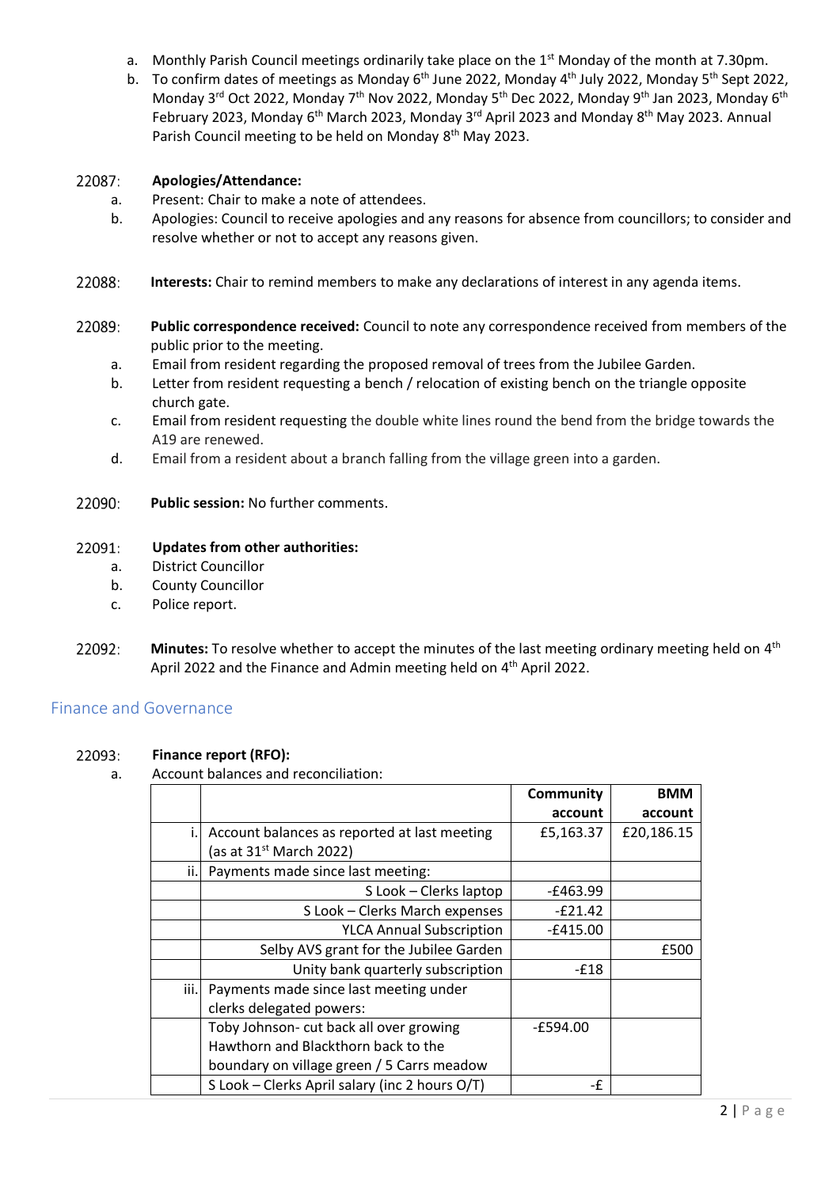a. Monthly Parish Council meetings ordinarily take place on the 1st Monday of the month at 7.30pm.
b. To confirm dates of meetings as Monday 6th June 2022, Monday 4th July 2022, Monday 5th Sept 2022, Monday 3rd Oct 2022, Monday 7th Nov 2022, Monday 5th Dec 2022, Monday 9th Jan 2023, Monday 6th February 2023, Monday 6th March 2023, Monday 3rd April 2023 and Monday 8th May 2023. Annual Parish Council meeting to be held on Monday 8th May 2023.

22087: **Apologies/Attendance:**

a. Present: Chair to make a note of attendees.
b. Apologies: Council to receive apologies and any reasons for absence from councillors; to consider and resolve whether or not to accept any reasons given.

22088: **Interests:** Chair to remind members to make any declarations of interest in any agenda items.

22089: **Public correspondence received:** Council to note any correspondence received from members of the public prior to the meeting.

a. Email from resident regarding the proposed removal of trees from the Jubilee Garden.
b. Letter from resident requesting a bench / relocation of existing bench on the triangle opposite church gate.
c. Email from resident requesting the double white lines round the bend from the bridge towards the A19 are renewed.
d. Email from a resident about a branch falling from the village green into a garden.

22090: **Public session:** No further comments.

22091: **Updates from other authorities:**

a. District Councillor
b. County Councillor
c. Police report.

22092: **Minutes:** To resolve whether to accept the minutes of the last meeting ordinary meeting held on 4th April 2022 and the Finance and Admin meeting held on 4th April 2022.

## Finance and Governance

22093: **Finance report (RFO):**

a. Account balances and reconciliation:

| | | Community account | BMM account |
|---|---|---|---|
| i. | Account balances as reported at last meeting (as at 31st March 2022) | £5,163.37 | £20,186.15 |
| ii. | Payments made since last meeting: | | |
| | S Look – Clerks laptop | -£463.99 | |
| | S Look – Clerks March expenses | -£21.42 | |
| | YLCA Annual Subscription | -£415.00 | |
| | Selby AVS grant for the Jubilee Garden | | £500 |
| | Unity bank quarterly subscription | -£18 | |
| iii. | Payments made since last meeting under clerks delegated powers: | | |
| | Toby Johnson- cut back all over growing Hawthorn and Blackthorn back to the boundary on village green / 5 Carrs meadow | -£594.00 | |
| | S Look – Clerks April salary (inc 2 hours O/T) | -£ | |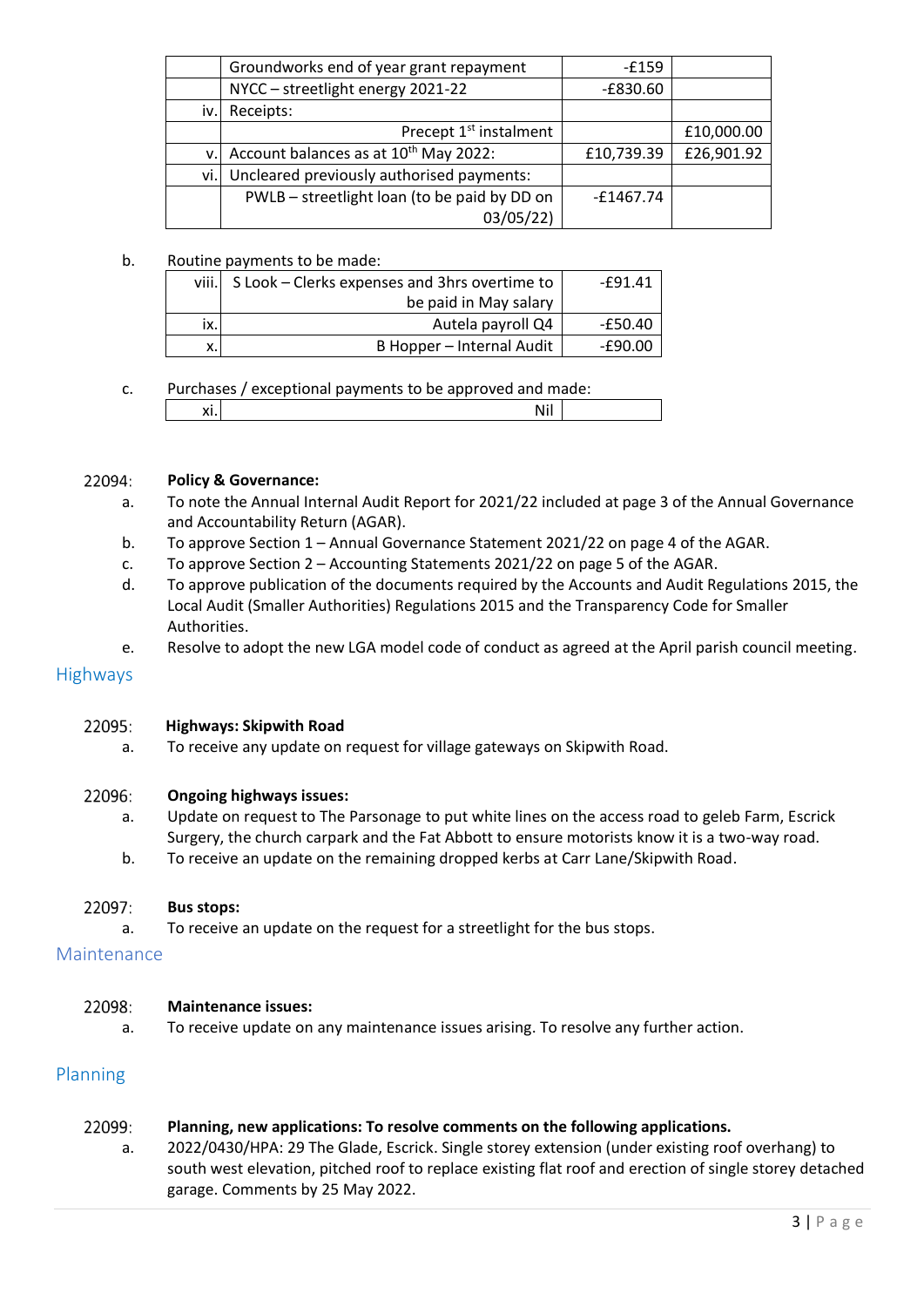| | | | |
|---|---|---|---|
| | Groundworks end of year grant repayment | -£159 | |
| | NYCC – streetlight energy 2021-22 | -£830.60 | |
| iv. | Receipts: | | |
| | Precept 1st instalment | | £10,000.00 |
| v. | Account balances as at 10th May 2022: | £10,739.39 | £26,901.92 |
| vi. | Uncleared previously authorised payments: | | |
| | PWLB – streetlight loan (to be paid by DD on 03/05/22) | -£1467.74 | |

b. Routine payments to be made:

| | | |
|---|---|---|
| viii. | S Look – Clerks expenses and 3hrs overtime to be paid in May salary | -£91.41 |
| ix. | Autela payroll Q4 | -£50.40 |
| x. | B Hopper – Internal Audit | -£90.00 |

c. Purchases / exceptional payments to be approved and made:

| | | |
|---|---|---|
| xi. | Nil | |

22094: **Policy & Governance:**

a. To note the Annual Internal Audit Report for 2021/22 included at page 3 of the Annual Governance and Accountability Return (AGAR).

b. To approve Section 1 – Annual Governance Statement 2021/22 on page 4 of the AGAR.

c. To approve Section 2 – Accounting Statements 2021/22 on page 5 of the AGAR.

d. To approve publication of the documents required by the Accounts and Audit Regulations 2015, the Local Audit (Smaller Authorities) Regulations 2015 and the Transparency Code for Smaller Authorities.

e. Resolve to adopt the new LGA model code of conduct as agreed at the April parish council meeting.

## Highways

22095: **Highways: Skipwith Road**

a. To receive any update on request for village gateways on Skipwith Road.

22096: **Ongoing highways issues:**

a. Update on request to The Parsonage to put white lines on the access road to geleb Farm, Escrick Surgery, the church carpark and the Fat Abbott to ensure motorists know it is a two-way road.

b. To receive an update on the remaining dropped kerbs at Carr Lane/Skipwith Road.

22097: **Bus stops:**

a. To receive an update on the request for a streetlight for the bus stops.

## Maintenance

22098: **Maintenance issues:**

a. To receive update on any maintenance issues arising. To resolve any further action.

## Planning

22099: **Planning, new applications: To resolve comments on the following applications.**

a. 2022/0430/HPA: 29 The Glade, Escrick. Single storey extension (under existing roof overhang) to south west elevation, pitched roof to replace existing flat roof and erection of single storey detached garage. Comments by 25 May 2022.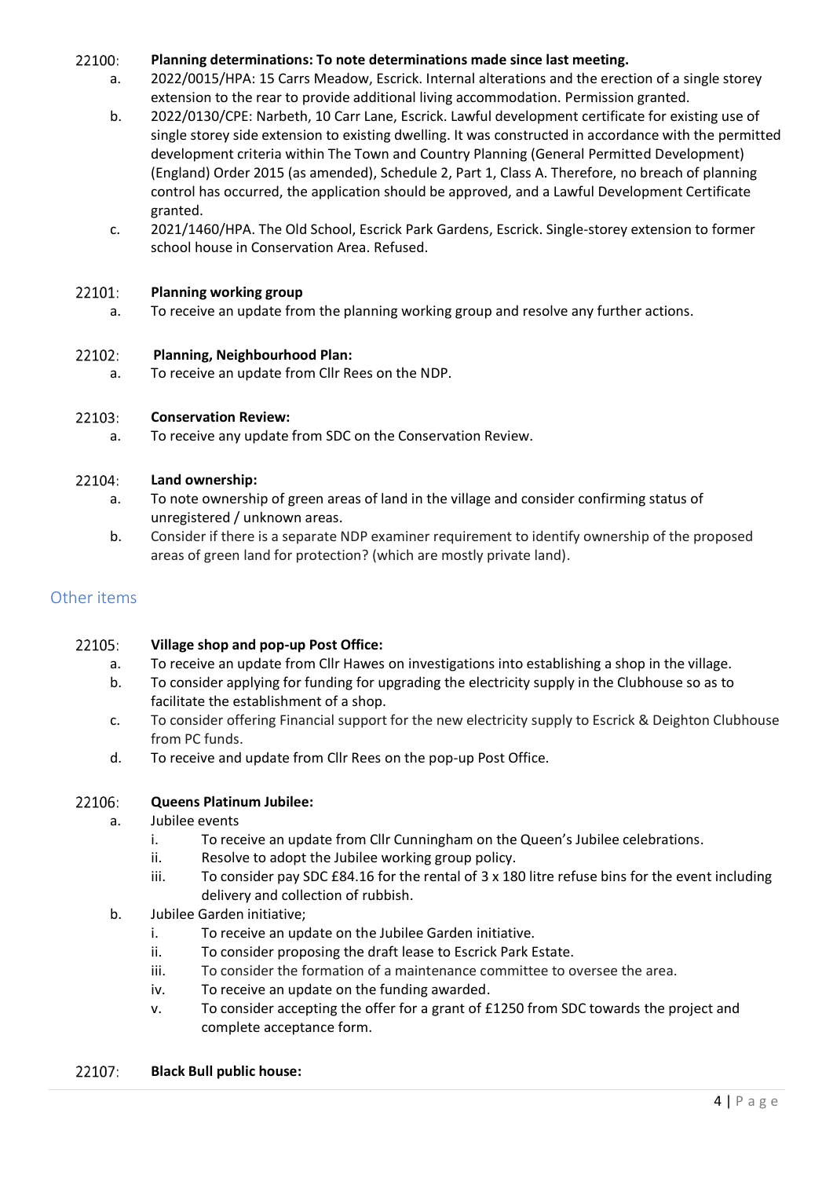22100: **Planning determinations: To note determinations made since last meeting.**

a. 2022/0015/HPA: 15 Carrs Meadow, Escrick. Internal alterations and the erection of a single storey extension to the rear to provide additional living accommodation. Permission granted.

b. 2022/0130/CPE: Narbeth, 10 Carr Lane, Escrick. Lawful development certificate for existing use of single storey side extension to existing dwelling. It was constructed in accordance with the permitted development criteria within The Town and Country Planning (General Permitted Development) (England) Order 2015 (as amended), Schedule 2, Part 1, Class A. Therefore, no breach of planning control has occurred, the application should be approved, and a Lawful Development Certificate granted.

c. 2021/1460/HPA. The Old School, Escrick Park Gardens, Escrick. Single-storey extension to former school house in Conservation Area. Refused.

22101: **Planning working group**

a. To receive an update from the planning working group and resolve any further actions.

22102: **Planning, Neighbourhood Plan:**

a. To receive an update from Cllr Rees on the NDP.

22103: **Conservation Review:**

a. To receive any update from SDC on the Conservation Review.

22104: **Land ownership:**

a. To note ownership of green areas of land in the village and consider confirming status of unregistered / unknown areas.

b. Consider if there is a separate NDP examiner requirement to identify ownership of the proposed areas of green land for protection? (which are mostly private land).

## Other items

22105: **Village shop and pop-up Post Office:**

a. To receive an update from Cllr Hawes on investigations into establishing a shop in the village.

b. To consider applying for funding for upgrading the electricity supply in the Clubhouse so as to facilitate the establishment of a shop.

c. To consider offering Financial support for the new electricity supply to Escrick & Deighton Clubhouse from PC funds.

d. To receive and update from Cllr Rees on the pop-up Post Office.

22106: **Queens Platinum Jubilee:**

a. Jubilee events
   - i. To receive an update from Cllr Cunningham on the Queen's Jubilee celebrations.
   - ii. Resolve to adopt the Jubilee working group policy.
   - iii. To consider pay SDC £84.16 for the rental of 3 x 180 litre refuse bins for the event including delivery and collection of rubbish.

b. Jubilee Garden initiative;
   - i. To receive an update on the Jubilee Garden initiative.
   - ii. To consider proposing the draft lease to Escrick Park Estate.
   - iii. To consider the formation of a maintenance committee to oversee the area.
   - iv. To receive an update on the funding awarded.
   - v. To consider accepting the offer for a grant of £1250 from SDC towards the project and complete acceptance form.

22107: **Black Bull public house:**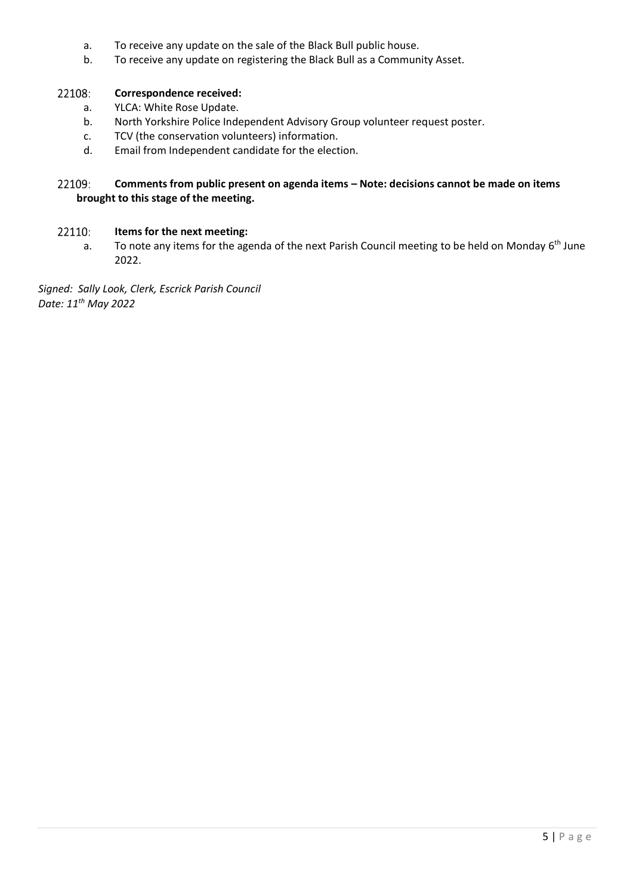a. To receive any update on the sale of the Black Bull public house.
b. To receive any update on registering the Black Bull as a Community Asset.

22108: **Correspondence received:**

a. YLCA: White Rose Update.
b. North Yorkshire Police Independent Advisory Group volunteer request poster.
c. TCV (the conservation volunteers) information.
d. Email from Independent candidate for the election.

22109: **Comments from public present on agenda items – Note: decisions cannot be made on items brought to this stage of the meeting.**

22110: **Items for the next meeting:**

a. To note any items for the agenda of the next Parish Council meeting to be held on Monday 6th June 2022.

*Signed: Sally Look, Clerk, Escrick Parish Council*
*Date: 11th May 2022*